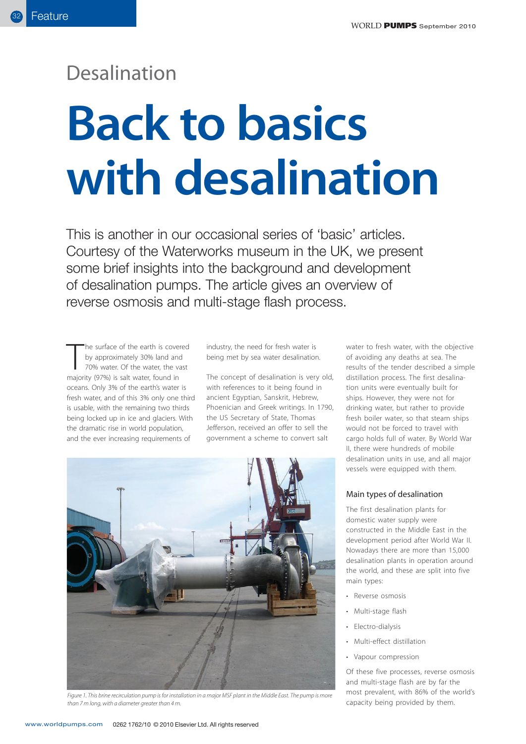Desalination

# Back to basics with desalination

This is another in our occasional series of 'basic' articles. Courtesy of the Waterworks museum in the UK, we present some brief insights into the background and development of desalination pumps. The article gives an overview of reverse osmosis and multi-stage flash process.

The surface of the earth is covered by approximately 30% land and 70% water. Of the water, the vast majority (97%) is salt water, found in oceans. Only 3% of the earth's water is fresh water, and of this 3% only one third is usable, with the remaining two thirds being locked up in ice and glaciers. With the dramatic rise in world population, and the ever increasing requirements of industry, the need for fresh water is being met by sea water desalination.

The concept of desalination is very old, with references to it being found in ancient Egyptian, Sanskrit, Hebrew, Phoenician and Greek writings. In 1790, the US Secretary of State, Thomas Jefferson, received an offer to sell the government a scheme to convert salt water to fresh water, with the objective of avoiding any deaths at sea. The results of the tender described a simple distillation process. The first desalination units were eventually built for ships. However, they were not for drinking water, but rather to provide fresh boiler water, so that steam ships would not be forced to travel with cargo holds full of water. By World War II, there were hundreds of mobile desalination units in use, and all major vessels were equipped with them.

*Figure 1. This brine recirculation pump is for installation in a major MSF plant in the Middle East. The pump is more than 7 m long, with a diameter greater than 4 m.*

## Main types of desalination

The first desalination plants for domestic water supply were constructed in the Middle East in the development period after World War II. Nowadays there are more than 15,000 desalination plants in operation around the world, and these are split into five main types:

- Reverse osmosis
- Multi-stage flash
- Electro-dialysis
- Multi-effect distillation
- Vapour compression

Of these five processes, reverse osmosis and multi-stage flash are by far the most prevalent, with 86% of the world's capacity being provided by them.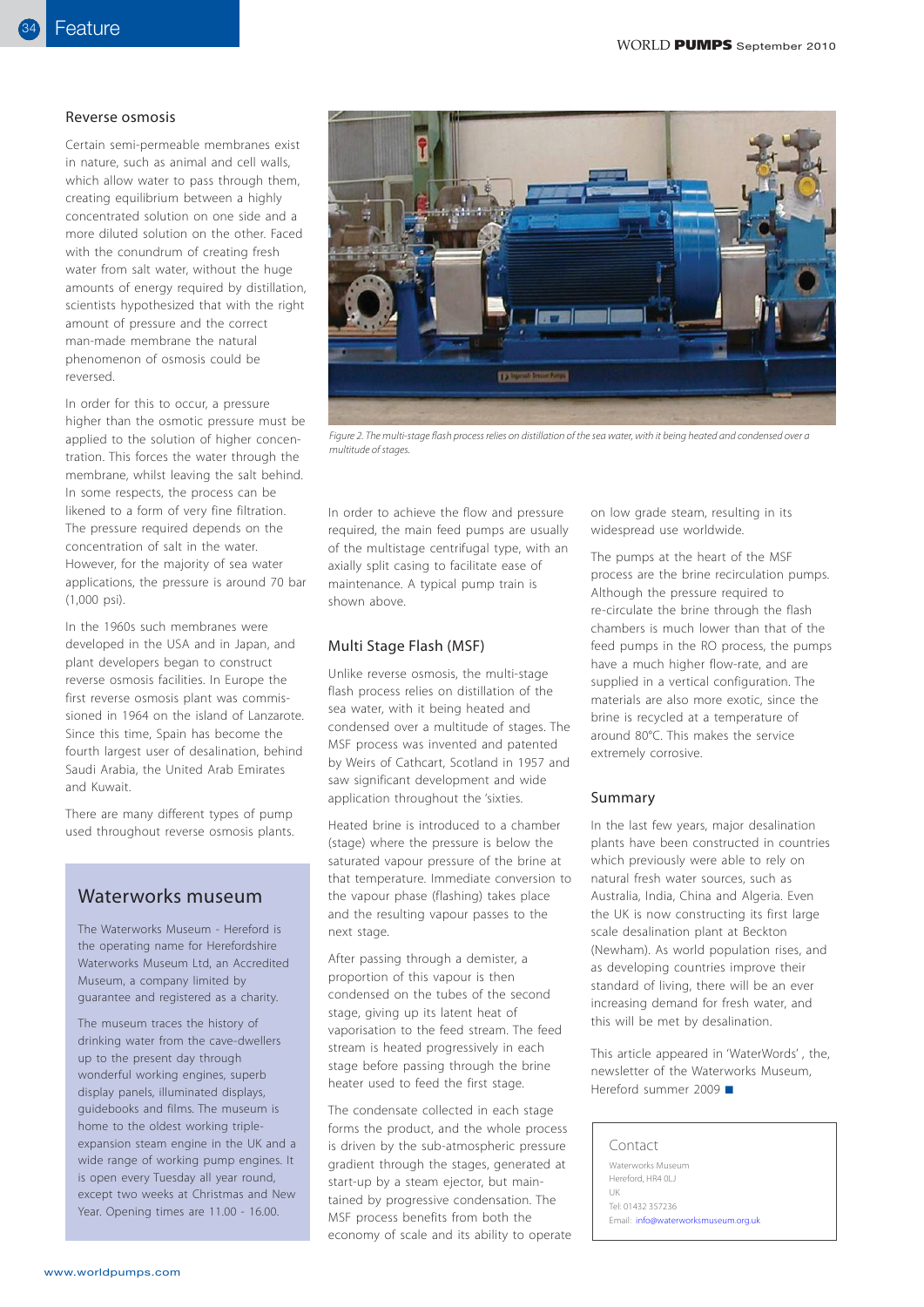## Reverse osmosis

Certain semi-permeable membranes exist in nature, such as animal and cell walls, which allow water to pass through them, creating equilibrium between a highly concentrated solution on one side and a more diluted solution on the other. Faced with the conundrum of creating fresh water from salt water, without the huge amounts of energy required by distillation, scientists hypothesized that with the right amount of pressure and the correct man-made membrane the natural phenomenon of osmosis could be reversed.

In order for this to occur, a pressure higher than the osmotic pressure must be applied to the solution of higher concentration. This forces the water through the membrane, whilst leaving the salt behind. In some respects, the process can be likened to a form of very fine filtration. The pressure required depends on the concentration of salt in the water. However, for the majority of sea water applications, the pressure is around 70 bar (1,000 psi).

In the 1960s such membranes were developed in the USA and in Japan, and plant developers began to construct reverse osmosis facilities. In Europe the first reverse osmosis plant was commissioned in 1964 on the island of Lanzarote. Since this time, Spain has become the fourth largest user of desalination, behind Saudi Arabia, the United Arab Emirates and Kuwait.

There are many different types of pump used throughout reverse osmosis plants.

*Figure 2. The multi-stage flash process relies on distillation of the sea water, with it being heated and condensed over a multitude of stages.*

In order to achieve the flow and pressure required, the main feed pumps are usually of the multistage centrifugal type, with an axially split casing to facilitate ease of maintenance. A typical pump train is shown above.

## Multi Stage Flash (MSF)

Unlike reverse osmosis, the multi-stage flash process relies on distillation of the sea water, with it being heated and condensed over a multitude of stages. The MSF process was invented and patented by Weirs of Cathcart, Scotland in 1957 and saw significant development and wide application throughout the 'sixties.

Heated brine is introduced to a chamber (stage) where the pressure is below the saturated vapour pressure of the brine at that temperature. Immediate conversion to the vapour phase (flashing) takes place and the resulting vapour passes to the next stage.

After passing through a demister, a proportion of this vapour is then condensed on the tubes of the second stage, giving up its latent heat of vaporisation to the feed stream. The feed stream is heated progressively in each stage before passing through the brine heater used to feed the first stage.

The condensate collected in each stage forms the product, and the whole process is driven by the sub-atmospheric pressure gradient through the stages, generated at start-up by a steam ejector, but maintained by progressive condensation. The MSF process benefits from both the economy of scale and its ability to operate on low grade steam, resulting in its widespread use worldwide.

The pumps at the heart of the MSF process are the brine recirculation pumps. Although the pressure required to re-circulate the brine through the flash chambers is much lower than that of the feed pumps in the RO process, the pumps have a much higher flow-rate, and are supplied in a vertical configuration. The materials are also more exotic, since the brine is recycled at a temperature of around 80°C. This makes the service extremely corrosive.

## Summary

In the last few years, major desalination plants have been constructed in countries which previously were able to rely on natural fresh water sources, such as Australia, India, China and Algeria. Even the UK is now constructing its first large scale desalination plant at Beckton (Newham). As world population rises, and as developing countries improve their standard of living, there will be an ever increasing demand for fresh water, and this will be met by desalination.

This article appeared in 'WaterWords', the, newsletter of the Waterworks Museum, Hereford summer 2009 ■

## Waterworks museum

The Waterworks Museum - Hereford is the operating name for Herefordshire Waterworks Museum Ltd, an Accredited Museum, a company limited by guarantee and registered as a charity.

The museum traces the history of drinking water from the cave-dwellers up to the present day through wonderful working engines, superb display panels, illuminated displays, guidebooks and films. The museum is home to the oldest working triple-expansion steam engine in the UK and a wide range of working pump engines. It is open every Tuesday all year round, except two weeks at Christmas and New Year. Opening times are 11.00 - 16.00.

### Contact

Waterworks Museum
Hereford, HR4 0LJ
UK
Tel: 01432 357236
Email: info@waterworksmuseum.org.uk